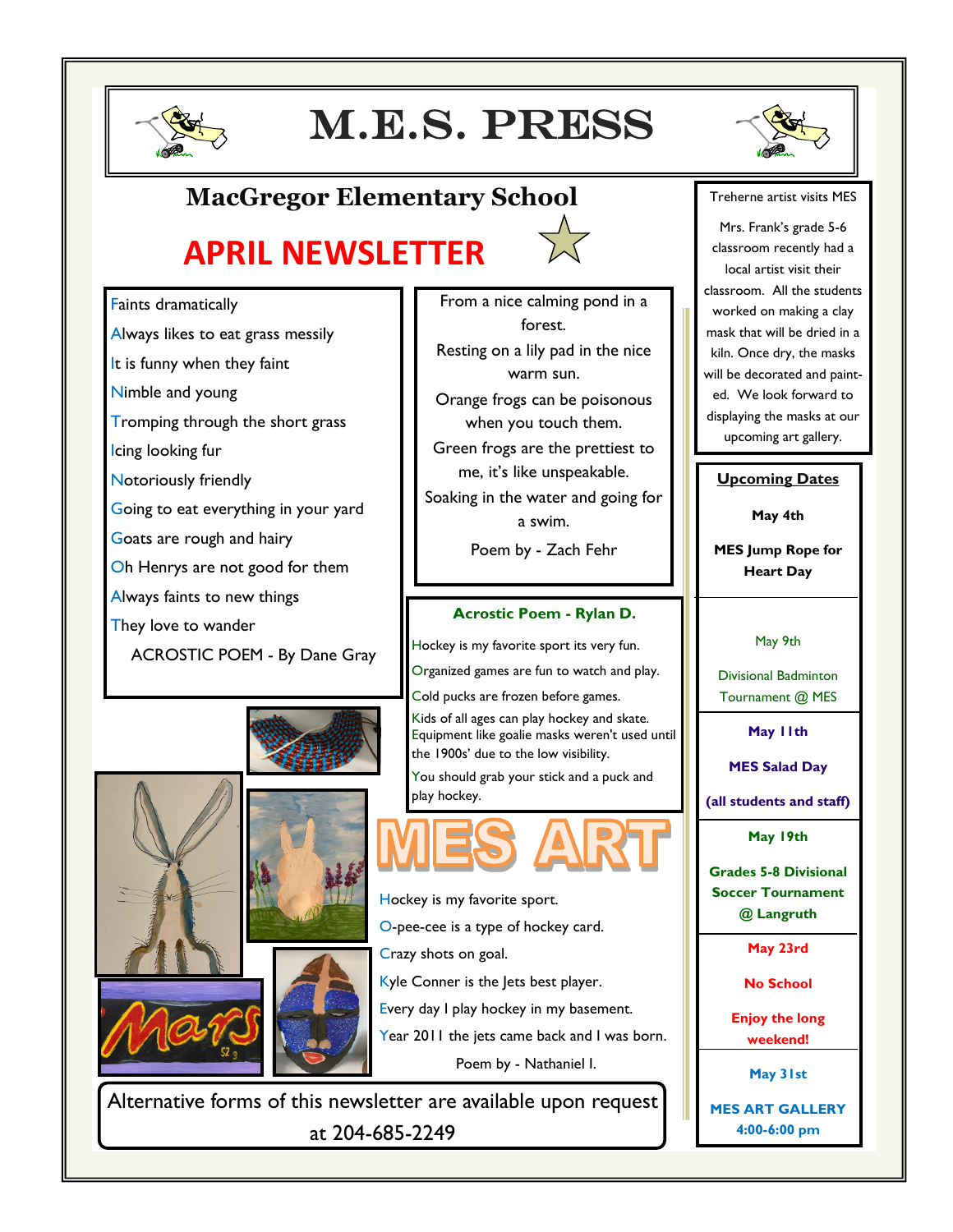# M.E.S. PRESS

## MacGregor Elementary School

## APRIL NEWSLETTER

Faints dramatically
Always likes to eat grass messily
It is funny when they faint
Nimble and young
Tromping through the short grass
Icing looking fur
Notoriously friendly
Going to eat everything in your yard
Goats are rough and hairy
Oh Henrys are not good for them
Always faints to new things
They love to wander

ACROSTIC POEM - By Dane Gray

From a nice calming pond in a forest.
Resting on a lily pad in the nice warm sun.
Orange frogs can be poisonous when you touch them.
Green frogs are the prettiest to me, it's like unspeakable.
Soaking in the water and going for a swim.

Poem by - Zach Fehr

### Acrostic Poem - Rylan D.

Hockey is my favorite sport its very fun.
Organized games are fun to watch and play.
Cold pucks are frozen before games.
Kids of all ages can play hockey and skate.
Equipment like goalie masks weren't used until the 1900s' due to the low visibility.
You should grab your stick and a puck and play hockey.

## MES ART

Hockey is my favorite sport.
O-pee-cee is a type of hockey card.
Crazy shots on goal.
Kyle Conner is the Jets best player.
Every day I play hockey in my basement.
Year 2011 the jets came back and I was born.

Poem by - Nathaniel I.

Alternative forms of this newsletter are available upon request at 204-685-2249

### Treherne artist visits MES

Mrs. Frank's grade 5-6 classroom recently had a local artist visit their classroom. All the students worked on making a clay mask that will be dried in a kiln. Once dry, the masks will be decorated and painted. We look forward to displaying the masks at our upcoming art gallery.

### Upcoming Dates

**May 4th**

**MES Jump Rope for Heart Day**

May 9th

Divisional Badminton Tournament @ MES

**May 11th**

**MES Salad Day**

**(all students and staff)**

**May 19th**

**Grades 5-8 Divisional Soccer Tournament @ Langruth**

**May 23rd**

**No School**

**Enjoy the long weekend!**

**May 31st**

**MES ART GALLERY 4:00-6:00 pm**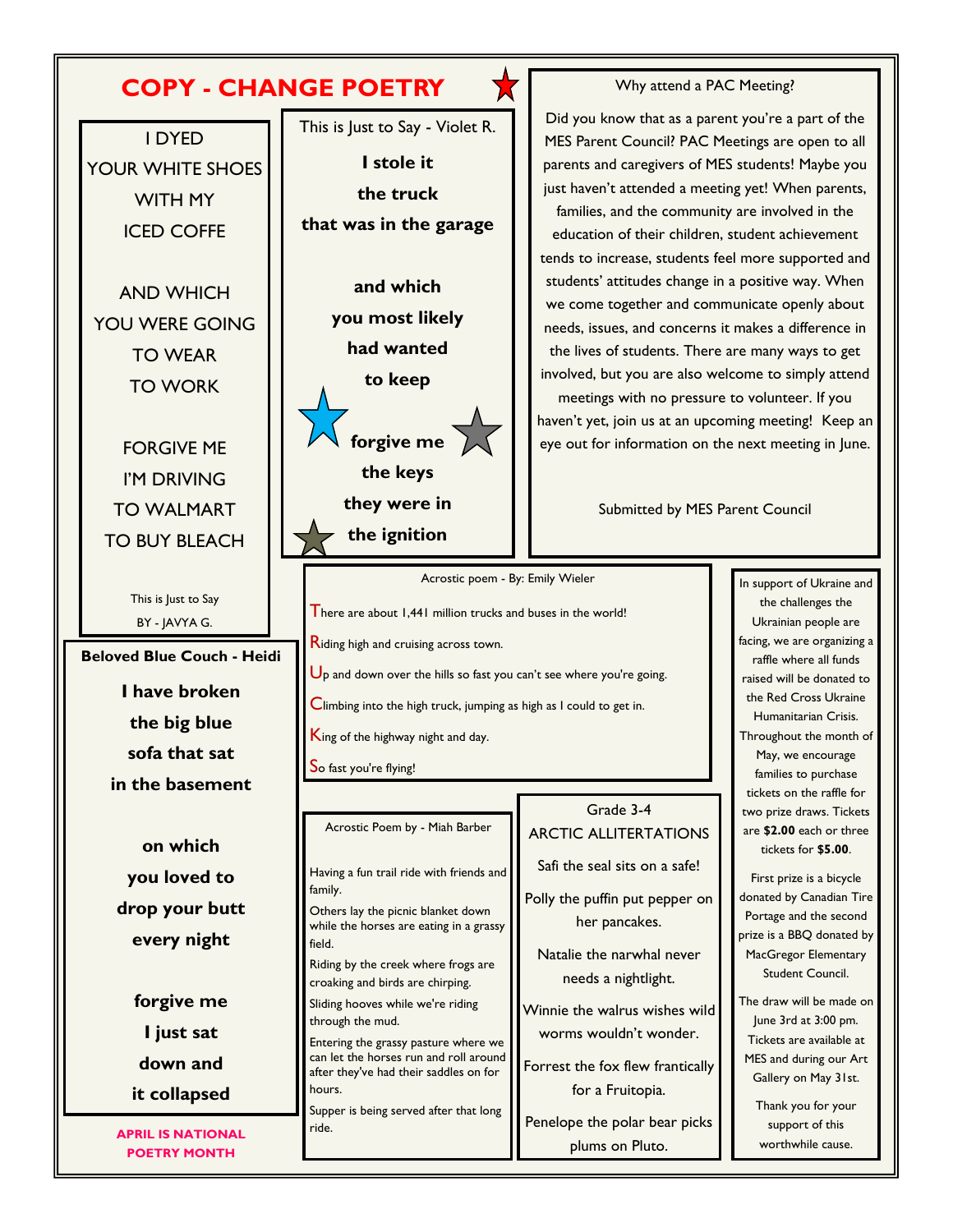# COPY - CHANGE POETRY

I DYED
YOUR WHITE SHOES
WITH MY
ICED COFFE

AND WHICH
YOU WERE GOING
TO WEAR
TO WORK

FORGIVE ME
I'M DRIVING
TO WALMART
TO BUY BLEACH

This is Just to Say
BY - JAVYA G.

---

This is Just to Say - Violet R.

**I stole it**
**the truck**
**that was in the garage**

**and which**
**you most likely**
**had wanted**
**to keep**

**forgive me**
**the keys**
**they were in**
**the ignition**

---

Why attend a PAC Meeting?

Did you know that as a parent you're a part of the MES Parent Council? PAC Meetings are open to all parents and caregivers of MES students! Maybe you just haven't attended a meeting yet! When parents, families, and the community are involved in the education of their children, student achievement tends to increase, students feel more supported and students' attitudes change in a positive way. When we come together and communicate openly about needs, issues, and concerns it makes a difference in the lives of students. There are many ways to get involved, but you are also welcome to simply attend meetings with no pressure to volunteer. If you haven't yet, join us at an upcoming meeting! Keep an eye out for information on the next meeting in June.

Submitted by MES Parent Council

---

**Beloved Blue Couch - Heidi**

**I have broken**
**the big blue**
**sofa that sat**
**in the basement**

**on which**
**you loved to**
**drop your butt**
**every night**

**forgive me**
**I just sat**
**down and**
**it collapsed**

---

Acrostic poem - By: Emily Wieler

There are about 1,441 million trucks and buses in the world!
Riding high and cruising across town.
Up and down over the hills so fast you can't see where you're going.
Climbing into the high truck, jumping as high as I could to get in.
King of the highway night and day.
So fast you're flying!

---

Acrostic Poem by - Miah Barber

Having a fun trail ride with friends and family.
Others lay the picnic blanket down while the horses are eating in a grassy field.
Riding by the creek where frogs are croaking and birds are chirping.
Sliding hooves while we're riding through the mud.
Entering the grassy pasture where we can let the horses run and roll around after they've had their saddles on for hours.
Supper is being served after that long ride.

---

Grade 3-4
ARCTIC ALLITERTATIONS

Safi the seal sits on a safe!

Polly the puffin put pepper on her pancakes.

Natalie the narwhal never needs a nightlight.

Winnie the walrus wishes wild worms wouldn't wonder.

Forrest the fox flew frantically for a Fruitopia.

Penelope the polar bear picks plums on Pluto.

---

In support of Ukraine and the challenges the Ukrainian people are facing, we are organizing a raffle where all funds raised will be donated to the Red Cross Ukraine Humanitarian Crisis. Throughout the month of May, we encourage families to purchase tickets on the raffle for two prize draws. Tickets are **$2.00** each or three tickets for **$5.00**.

First prize is a bicycle donated by Canadian Tire Portage and the second prize is a BBQ donated by MacGregor Elementary Student Council.

The draw will be made on June 3rd at 3:00 pm. Tickets are available at MES and during our Art Gallery on May 31st.

Thank you for your support of this worthwhile cause.

---

**APRIL IS NATIONAL POETRY MONTH**